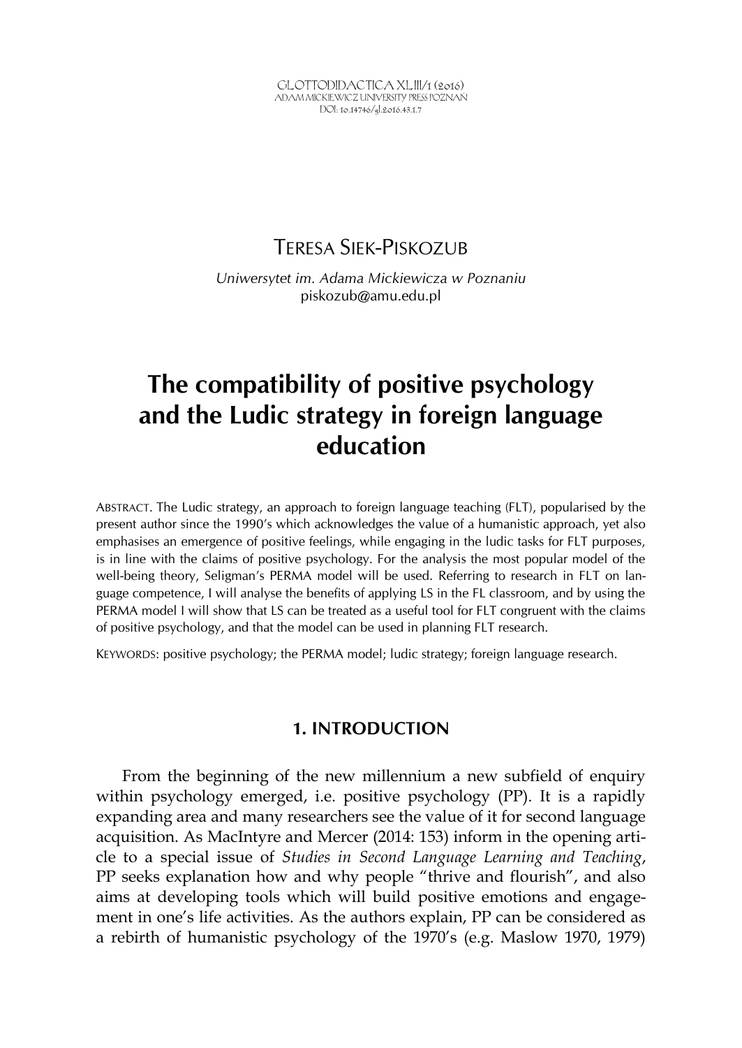# Teresa Siek-Piskozub

*Uniwersytet im. Adama Mickiewicza w Poznaniu*
piskozub@amu.edu.pl

# The compatibility of positive psychology and the Ludic strategy in foreign language education

Abstract. The Ludic strategy, an approach to foreign language teaching (FLT), popularised by the present author since the 1990's which acknowledges the value of a humanistic approach, yet also emphasises an emergence of positive feelings, while engaging in the ludic tasks for FLT purposes, is in line with the claims of positive psychology. For the analysis the most popular model of the well-being theory, Seligman's PERMA model will be used. Referring to research in FLT on language competence, I will analyse the benefits of applying LS in the FL classroom, and by using the PERMA model I will show that LS can be treated as a useful tool for FLT congruent with the claims of positive psychology, and that the model can be used in planning FLT research.

Keywords: positive psychology; the PERMA model; ludic strategy; foreign language research.

## 1. INTRODUCTION

From the beginning of the new millennium a new subfield of enquiry within psychology emerged, i.e. positive psychology (PP). It is a rapidly expanding area and many researchers see the value of it for second language acquisition. As MacIntyre and Mercer (2014: 153) inform in the opening article to a special issue of *Studies in Second Language Learning and Teaching*, PP seeks explanation how and why people "thrive and flourish", and also aims at developing tools which will build positive emotions and engagement in one's life activities. As the authors explain, PP can be considered as a rebirth of humanistic psychology of the 1970's (e.g. Maslow 1970, 1979)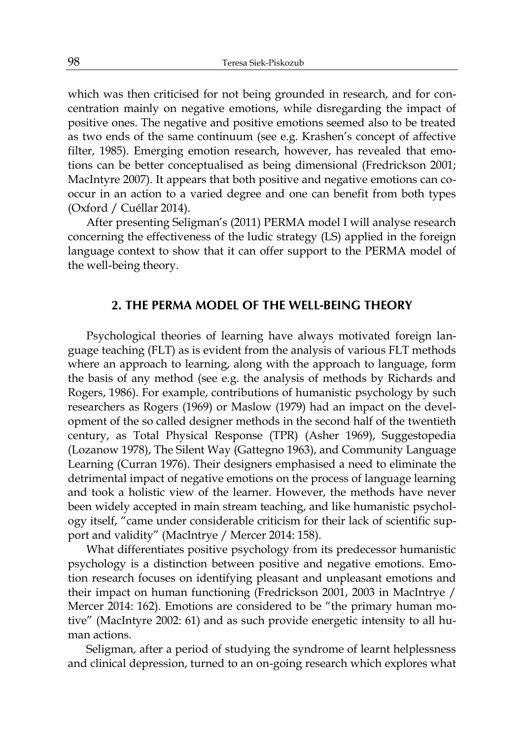which was then criticised for not being grounded in research, and for concentration mainly on negative emotions, while disregarding the impact of positive ones. The negative and positive emotions seemed also to be treated as two ends of the same continuum (see e.g. Krashen's concept of affective filter, 1985). Emerging emotion research, however, has revealed that emotions can be better conceptualised as being dimensional (Fredrickson 2001; MacIntyre 2007). It appears that both positive and negative emotions can cooccur in an action to a varied degree and one can benefit from both types (Oxford / Cuéllar 2014).

After presenting Seligman's (2011) PERMA model I will analyse research concerning the effectiveness of the ludic strategy (LS) applied in the foreign language context to show that it can offer support to the PERMA model of the well-being theory.

## 2. THE PERMA MODEL OF THE WELL-BEING THEORY

Psychological theories of learning have always motivated foreign language teaching (FLT) as is evident from the analysis of various FLT methods where an approach to learning, along with the approach to language, form the basis of any method (see e.g. the analysis of methods by Richards and Rogers, 1986). For example, contributions of humanistic psychology by such researchers as Rogers (1969) or Maslow (1979) had an impact on the development of the so called designer methods in the second half of the twentieth century, as Total Physical Response (TPR) (Asher 1969), Suggestopedia (Lozanow 1978), The Silent Way (Gattegno 1963), and Community Language Learning (Curran 1976). Their designers emphasised a need to eliminate the detrimental impact of negative emotions on the process of language learning and took a holistic view of the learner. However, the methods have never been widely accepted in main stream teaching, and like humanistic psychology itself, "came under considerable criticism for their lack of scientific support and validity" (MacIntrye / Mercer 2014: 158).

What differentiates positive psychology from its predecessor humanistic psychology is a distinction between positive and negative emotions. Emotion research focuses on identifying pleasant and unpleasant emotions and their impact on human functioning (Fredrickson 2001, 2003 in MacIntrye / Mercer 2014: 162). Emotions are considered to be "the primary human motive" (MacIntyre 2002: 61) and as such provide energetic intensity to all human actions.

Seligman, after a period of studying the syndrome of learnt helplessness and clinical depression, turned to an on-going research which explores what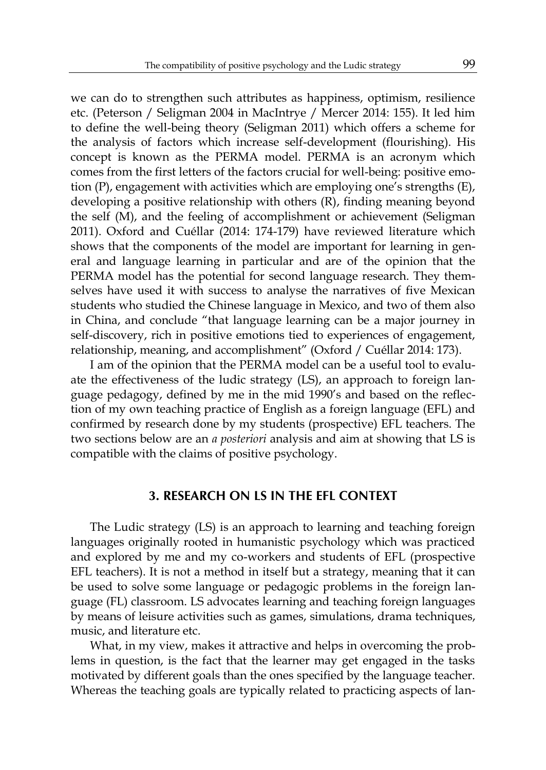we can do to strengthen such attributes as happiness, optimism, resilience etc. (Peterson / Seligman 2004 in MacIntrye / Mercer 2014: 155). It led him to define the well-being theory (Seligman 2011) which offers a scheme for the analysis of factors which increase self-development (flourishing). His concept is known as the PERMA model. PERMA is an acronym which comes from the first letters of the factors crucial for well-being: positive emotion (P), engagement with activities which are employing one's strengths (E), developing a positive relationship with others (R), finding meaning beyond the self (M), and the feeling of accomplishment or achievement (Seligman 2011). Oxford and Cuéllar (2014: 174-179) have reviewed literature which shows that the components of the model are important for learning in general and language learning in particular and are of the opinion that the PERMA model has the potential for second language research. They themselves have used it with success to analyse the narratives of five Mexican students who studied the Chinese language in Mexico, and two of them also in China, and conclude "that language learning can be a major journey in self-discovery, rich in positive emotions tied to experiences of engagement, relationship, meaning, and accomplishment" (Oxford / Cuéllar 2014: 173).

I am of the opinion that the PERMA model can be a useful tool to evaluate the effectiveness of the ludic strategy (LS), an approach to foreign language pedagogy, defined by me in the mid 1990's and based on the reflection of my own teaching practice of English as a foreign language (EFL) and confirmed by research done by my students (prospective) EFL teachers. The two sections below are an *a posteriori* analysis and aim at showing that LS is compatible with the claims of positive psychology.

## 3. RESEARCH ON LS IN THE EFL CONTEXT

The Ludic strategy (LS) is an approach to learning and teaching foreign languages originally rooted in humanistic psychology which was practiced and explored by me and my co-workers and students of EFL (prospective EFL teachers). It is not a method in itself but a strategy, meaning that it can be used to solve some language or pedagogic problems in the foreign language (FL) classroom. LS advocates learning and teaching foreign languages by means of leisure activities such as games, simulations, drama techniques, music, and literature etc.

What, in my view, makes it attractive and helps in overcoming the problems in question, is the fact that the learner may get engaged in the tasks motivated by different goals than the ones specified by the language teacher. Whereas the teaching goals are typically related to practicing aspects of lan-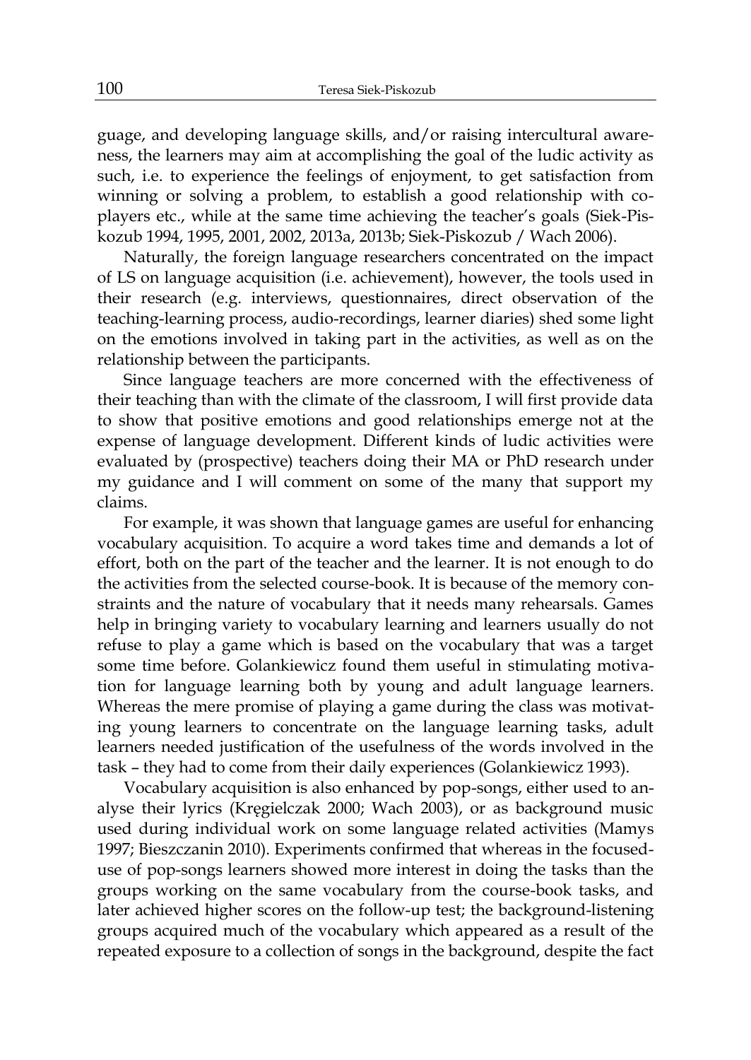guage, and developing language skills, and/or raising intercultural awareness, the learners may aim at accomplishing the goal of the ludic activity as such, i.e. to experience the feelings of enjoyment, to get satisfaction from winning or solving a problem, to establish a good relationship with co-players etc., while at the same time achieving the teacher's goals (Siek-Piskozub 1994, 1995, 2001, 2002, 2013a, 2013b; Siek-Piskozub / Wach 2006).

Naturally, the foreign language researchers concentrated on the impact of LS on language acquisition (i.e. achievement), however, the tools used in their research (e.g. interviews, questionnaires, direct observation of the teaching-learning process, audio-recordings, learner diaries) shed some light on the emotions involved in taking part in the activities, as well as on the relationship between the participants.

Since language teachers are more concerned with the effectiveness of their teaching than with the climate of the classroom, I will first provide data to show that positive emotions and good relationships emerge not at the expense of language development. Different kinds of ludic activities were evaluated by (prospective) teachers doing their MA or PhD research under my guidance and I will comment on some of the many that support my claims.

For example, it was shown that language games are useful for enhancing vocabulary acquisition. To acquire a word takes time and demands a lot of effort, both on the part of the teacher and the learner. It is not enough to do the activities from the selected course-book. It is because of the memory constraints and the nature of vocabulary that it needs many rehearsals. Games help in bringing variety to vocabulary learning and learners usually do not refuse to play a game which is based on the vocabulary that was a target some time before. Golankiewicz found them useful in stimulating motivation for language learning both by young and adult language learners. Whereas the mere promise of playing a game during the class was motivating young learners to concentrate on the language learning tasks, adult learners needed justification of the usefulness of the words involved in the task – they had to come from their daily experiences (Golankiewicz 1993).

Vocabulary acquisition is also enhanced by pop-songs, either used to analyse their lyrics (Kręgielczak 2000; Wach 2003), or as background music used during individual work on some language related activities (Mamys 1997; Bieszczanin 2010). Experiments confirmed that whereas in the focused-use of pop-songs learners showed more interest in doing the tasks than the groups working on the same vocabulary from the course-book tasks, and later achieved higher scores on the follow-up test; the background-listening groups acquired much of the vocabulary which appeared as a result of the repeated exposure to a collection of songs in the background, despite the fact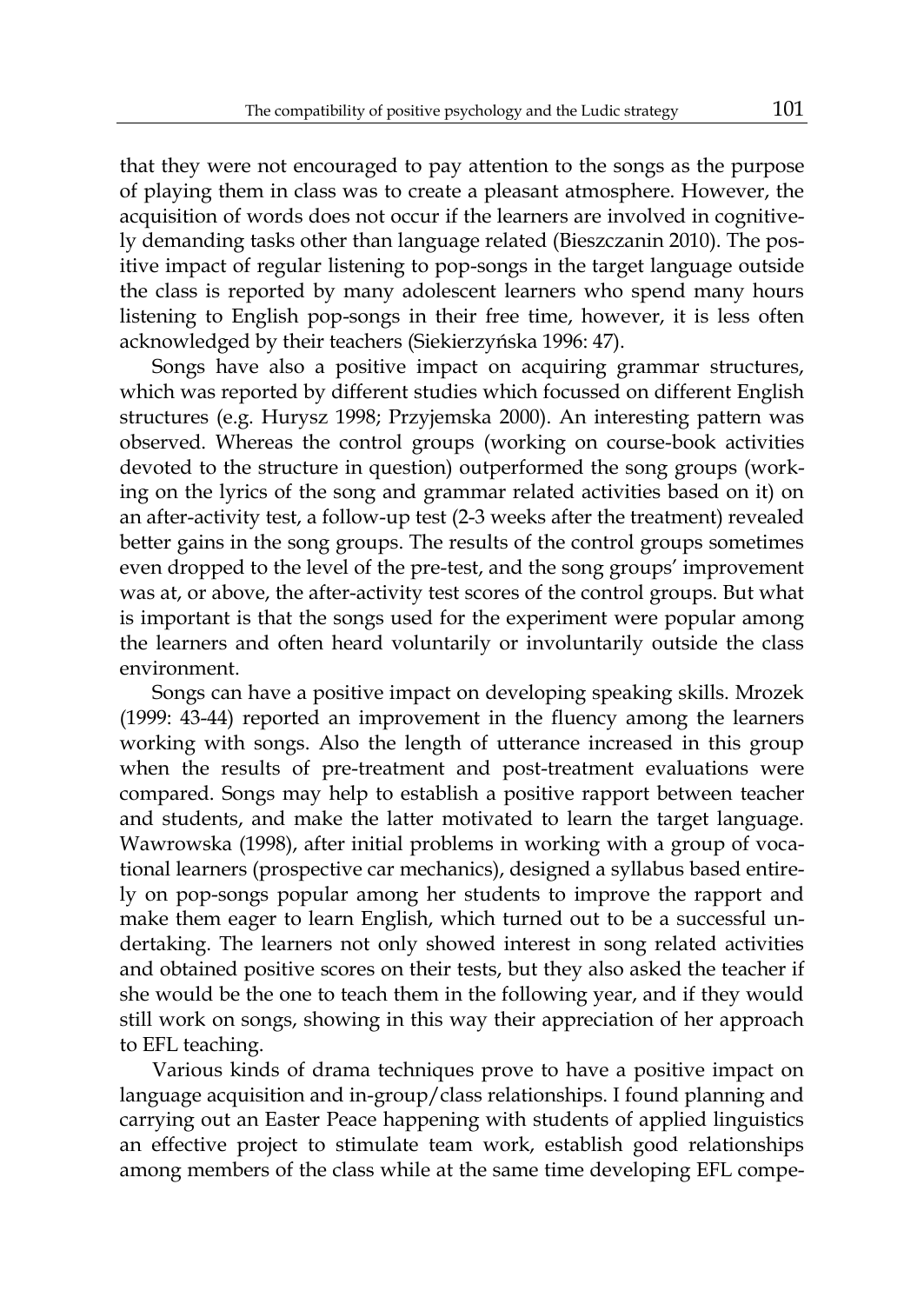that they were not encouraged to pay attention to the songs as the purpose of playing them in class was to create a pleasant atmosphere. However, the acquisition of words does not occur if the learners are involved in cognitively demanding tasks other than language related (Bieszczanin 2010). The positive impact of regular listening to pop-songs in the target language outside the class is reported by many adolescent learners who spend many hours listening to English pop-songs in their free time, however, it is less often acknowledged by their teachers (Siekierzyńska 1996: 47).

Songs have also a positive impact on acquiring grammar structures, which was reported by different studies which focussed on different English structures (e.g. Hurysz 1998; Przyjemska 2000). An interesting pattern was observed. Whereas the control groups (working on course-book activities devoted to the structure in question) outperformed the song groups (working on the lyrics of the song and grammar related activities based on it) on an after-activity test, a follow-up test (2-3 weeks after the treatment) revealed better gains in the song groups. The results of the control groups sometimes even dropped to the level of the pre-test, and the song groups' improvement was at, or above, the after-activity test scores of the control groups. But what is important is that the songs used for the experiment were popular among the learners and often heard voluntarily or involuntarily outside the class environment.

Songs can have a positive impact on developing speaking skills. Mrozek (1999: 43-44) reported an improvement in the fluency among the learners working with songs. Also the length of utterance increased in this group when the results of pre-treatment and post-treatment evaluations were compared. Songs may help to establish a positive rapport between teacher and students, and make the latter motivated to learn the target language. Wawrowska (1998), after initial problems in working with a group of vocational learners (prospective car mechanics), designed a syllabus based entirely on pop-songs popular among her students to improve the rapport and make them eager to learn English, which turned out to be a successful undertaking. The learners not only showed interest in song related activities and obtained positive scores on their tests, but they also asked the teacher if she would be the one to teach them in the following year, and if they would still work on songs, showing in this way their appreciation of her approach to EFL teaching.

Various kinds of drama techniques prove to have a positive impact on language acquisition and in-group/class relationships. I found planning and carrying out an Easter Peace happening with students of applied linguistics an effective project to stimulate team work, establish good relationships among members of the class while at the same time developing EFL compe-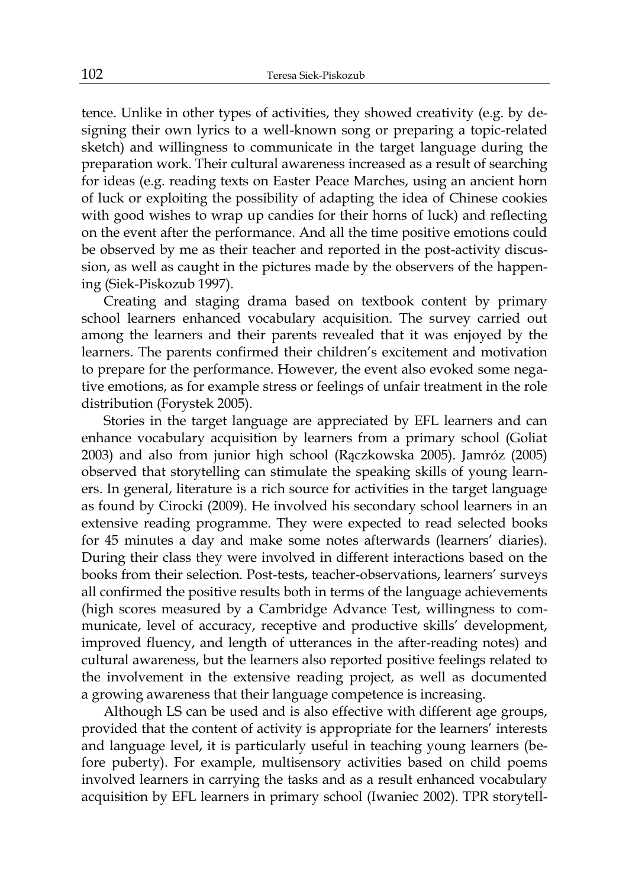tence. Unlike in other types of activities, they showed creativity (e.g. by designing their own lyrics to a well-known song or preparing a topic-related sketch) and willingness to communicate in the target language during the preparation work. Their cultural awareness increased as a result of searching for ideas (e.g. reading texts on Easter Peace Marches, using an ancient horn of luck or exploiting the possibility of adapting the idea of Chinese cookies with good wishes to wrap up candies for their horns of luck) and reflecting on the event after the performance. And all the time positive emotions could be observed by me as their teacher and reported in the post-activity discussion, as well as caught in the pictures made by the observers of the happening (Siek-Piskozub 1997).

Creating and staging drama based on textbook content by primary school learners enhanced vocabulary acquisition. The survey carried out among the learners and their parents revealed that it was enjoyed by the learners. The parents confirmed their children's excitement and motivation to prepare for the performance. However, the event also evoked some negative emotions, as for example stress or feelings of unfair treatment in the role distribution (Forystek 2005).

Stories in the target language are appreciated by EFL learners and can enhance vocabulary acquisition by learners from a primary school (Goliat 2003) and also from junior high school (Rączkowska 2005). Jamróz (2005) observed that storytelling can stimulate the speaking skills of young learners. In general, literature is a rich source for activities in the target language as found by Cirocki (2009). He involved his secondary school learners in an extensive reading programme. They were expected to read selected books for 45 minutes a day and make some notes afterwards (learners' diaries). During their class they were involved in different interactions based on the books from their selection. Post-tests, teacher-observations, learners' surveys all confirmed the positive results both in terms of the language achievements (high scores measured by a Cambridge Advance Test, willingness to communicate, level of accuracy, receptive and productive skills' development, improved fluency, and length of utterances in the after-reading notes) and cultural awareness, but the learners also reported positive feelings related to the involvement in the extensive reading project, as well as documented a growing awareness that their language competence is increasing.

Although LS can be used and is also effective with different age groups, provided that the content of activity is appropriate for the learners' interests and language level, it is particularly useful in teaching young learners (before puberty). For example, multisensory activities based on child poems involved learners in carrying the tasks and as a result enhanced vocabulary acquisition by EFL learners in primary school (Iwaniec 2002). TPR storytell-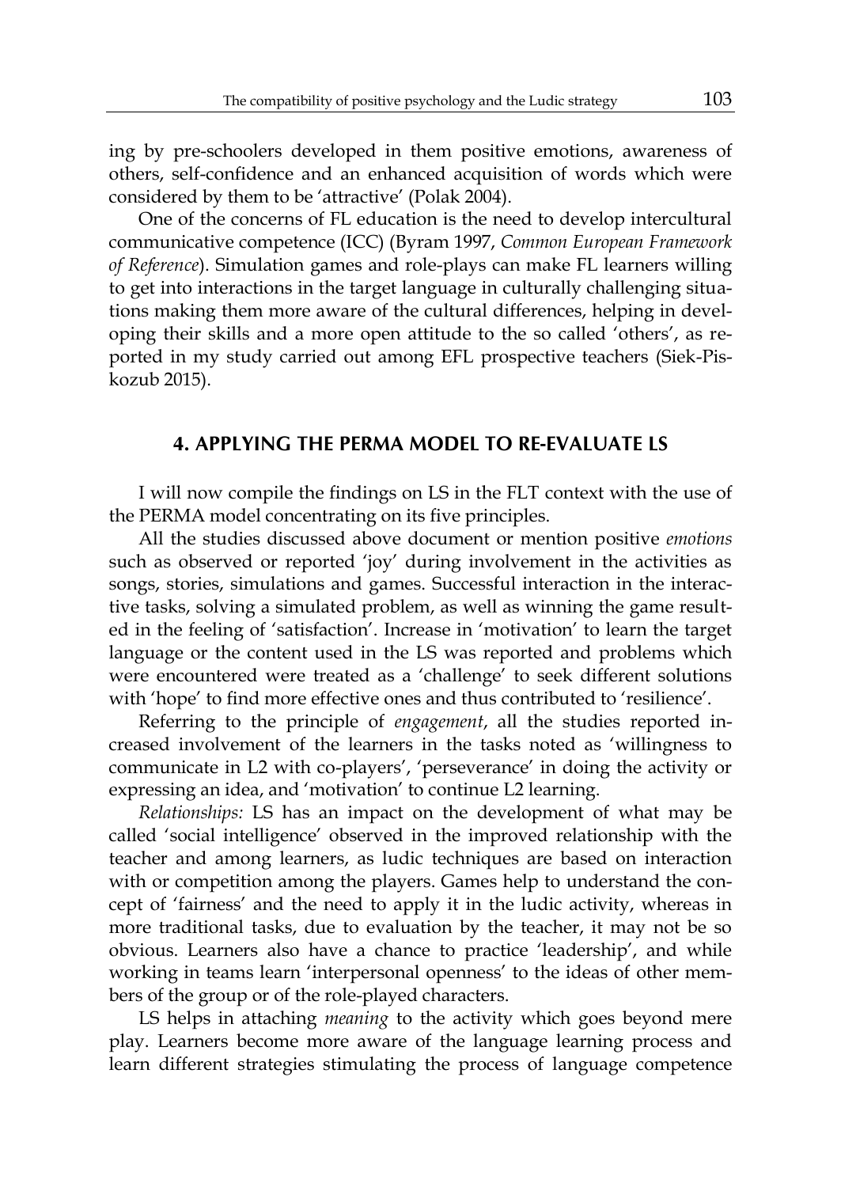ing by pre-schoolers developed in them positive emotions, awareness of others, self-confidence and an enhanced acquisition of words which were considered by them to be 'attractive' (Polak 2004).

One of the concerns of FL education is the need to develop intercultural communicative competence (ICC) (Byram 1997, *Common European Framework of Reference*). Simulation games and role-plays can make FL learners willing to get into interactions in the target language in culturally challenging situations making them more aware of the cultural differences, helping in developing their skills and a more open attitude to the so called 'others', as reported in my study carried out among EFL prospective teachers (Siek-Piskozub 2015).

## 4. APPLYING THE PERMA MODEL TO RE-EVALUATE LS

I will now compile the findings on LS in the FLT context with the use of the PERMA model concentrating on its five principles.

All the studies discussed above document or mention positive *emotions* such as observed or reported 'joy' during involvement in the activities as songs, stories, simulations and games. Successful interaction in the interactive tasks, solving a simulated problem, as well as winning the game resulted in the feeling of 'satisfaction'. Increase in 'motivation' to learn the target language or the content used in the LS was reported and problems which were encountered were treated as a 'challenge' to seek different solutions with 'hope' to find more effective ones and thus contributed to 'resilience'.

Referring to the principle of *engagement*, all the studies reported increased involvement of the learners in the tasks noted as 'willingness to communicate in L2 with co-players', 'perseverance' in doing the activity or expressing an idea, and 'motivation' to continue L2 learning.

*Relationships:* LS has an impact on the development of what may be called 'social intelligence' observed in the improved relationship with the teacher and among learners, as ludic techniques are based on interaction with or competition among the players. Games help to understand the concept of 'fairness' and the need to apply it in the ludic activity, whereas in more traditional tasks, due to evaluation by the teacher, it may not be so obvious. Learners also have a chance to practice 'leadership', and while working in teams learn 'interpersonal openness' to the ideas of other members of the group or of the role-played characters.

LS helps in attaching *meaning* to the activity which goes beyond mere play. Learners become more aware of the language learning process and learn different strategies stimulating the process of language competence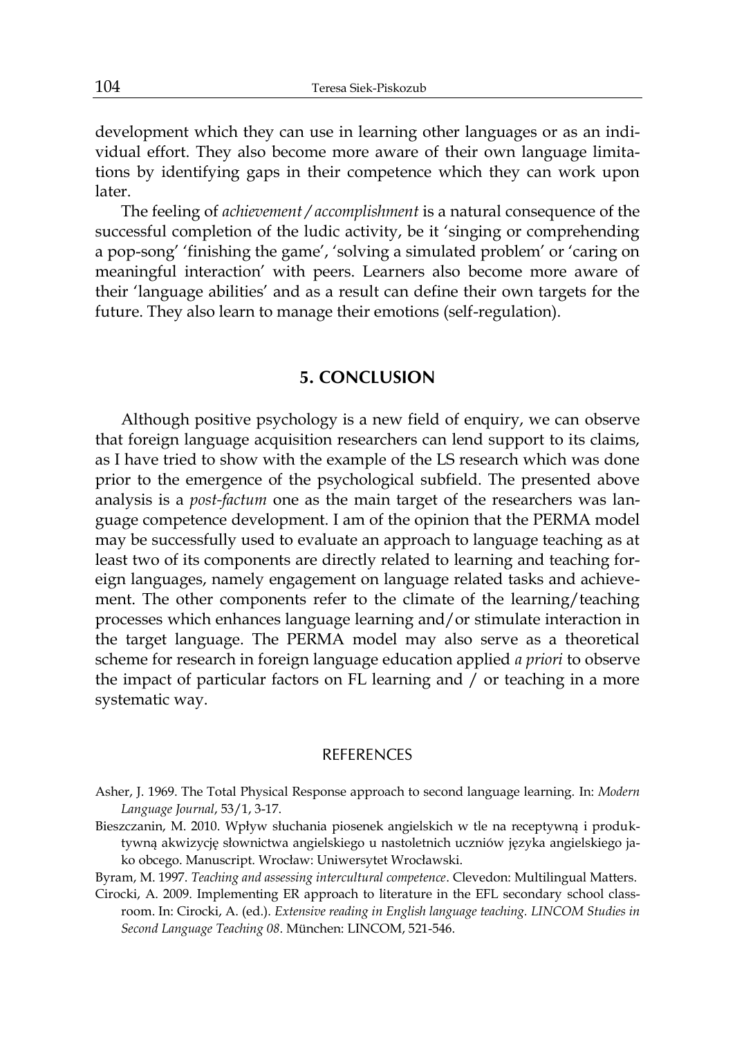development which they can use in learning other languages or as an individual effort. They also become more aware of their own language limitations by identifying gaps in their competence which they can work upon later.

The feeling of *achievement / accomplishment* is a natural consequence of the successful completion of the ludic activity, be it 'singing or comprehending a pop-song' 'finishing the game', 'solving a simulated problem' or 'caring on meaningful interaction' with peers. Learners also become more aware of their 'language abilities' and as a result can define their own targets for the future. They also learn to manage their emotions (self-regulation).

## 5. CONCLUSION

Although positive psychology is a new field of enquiry, we can observe that foreign language acquisition researchers can lend support to its claims, as I have tried to show with the example of the LS research which was done prior to the emergence of the psychological subfield. The presented above analysis is a *post-factum* one as the main target of the researchers was language competence development. I am of the opinion that the PERMA model may be successfully used to evaluate an approach to language teaching as at least two of its components are directly related to learning and teaching foreign languages, namely engagement on language related tasks and achievement. The other components refer to the climate of the learning/teaching processes which enhances language learning and/or stimulate interaction in the target language. The PERMA model may also serve as a theoretical scheme for research in foreign language education applied *a priori* to observe the impact of particular factors on FL learning and / or teaching in a more systematic way.

## REFERENCES

Asher, J. 1969. The Total Physical Response approach to second language learning. In: *Modern Language Journal*, 53/1, 3-17.

Bieszczanin, M. 2010. Wpływ słuchania piosenek angielskich w tle na receptywną i produktywną akwizycję słownictwa angielskiego u nastoletnich uczniów języka angielskiego jako obcego. Manuscript. Wrocław: Uniwersytet Wrocławski.

Byram, M. 1997. *Teaching and assessing intercultural competence*. Clevedon: Multilingual Matters.

Cirocki, A. 2009. Implementing ER approach to literature in the EFL secondary school classroom. In: Cirocki, A. (ed.). *Extensive reading in English language teaching. LINCOM Studies in Second Language Teaching 08*. München: LINCOM, 521-546.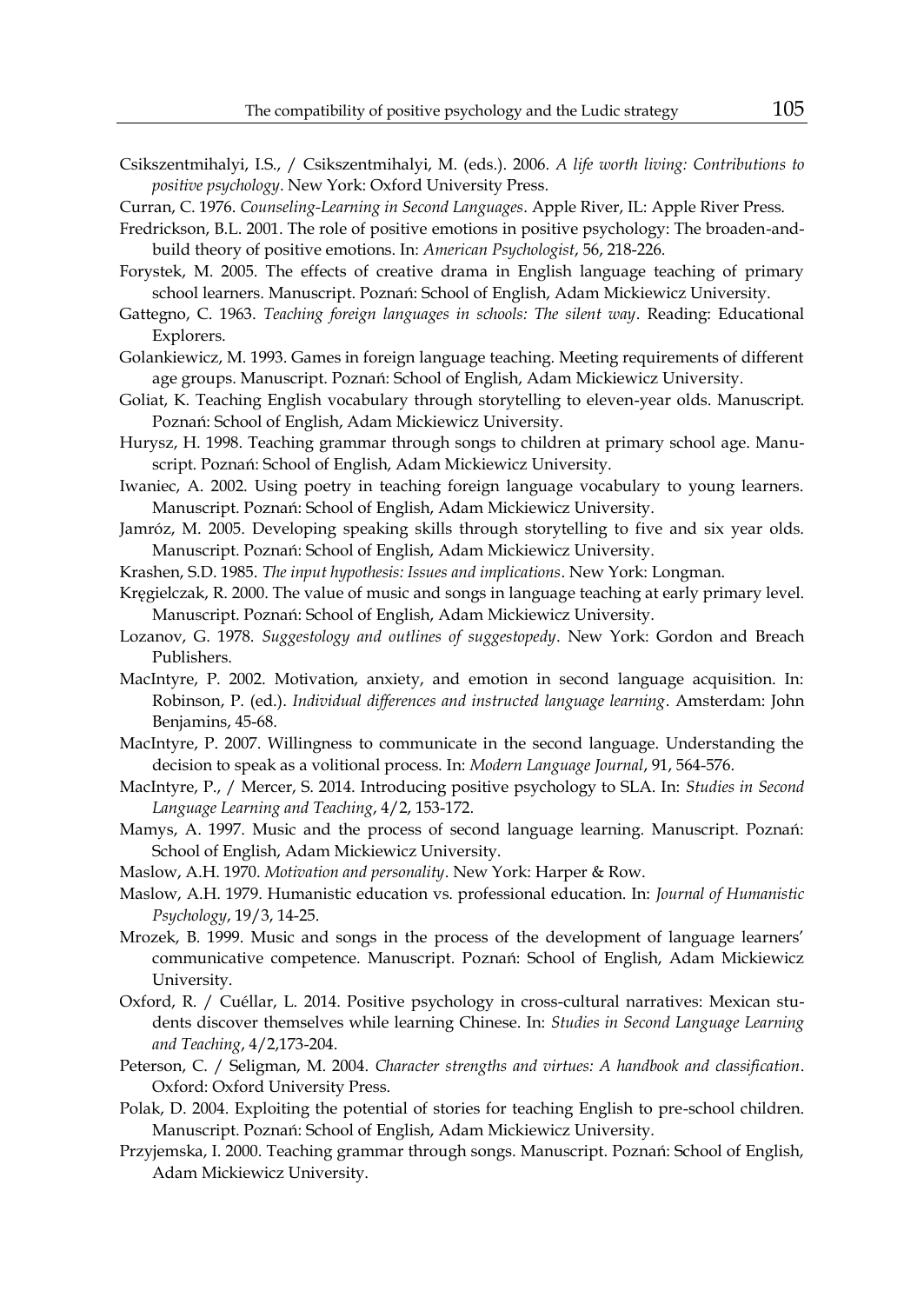Csikszentmihalyi, I.S., / Csikszentmihalyi, M. (eds.). 2006. *A life worth living: Contributions to positive psychology*. New York: Oxford University Press.

Curran, C. 1976. *Counseling-Learning in Second Languages*. Apple River, IL: Apple River Press.

Fredrickson, B.L. 2001. The role of positive emotions in positive psychology: The broaden-and-build theory of positive emotions. In: *American Psychologist*, 56, 218-226.

Forystek, M. 2005. The effects of creative drama in English language teaching of primary school learners. Manuscript. Poznań: School of English, Adam Mickiewicz University.

Gattegno, C. 1963. *Teaching foreign languages in schools: The silent way*. Reading: Educational Explorers.

Golankiewicz, M. 1993. Games in foreign language teaching. Meeting requirements of different age groups. Manuscript. Poznań: School of English, Adam Mickiewicz University.

Goliat, K. Teaching English vocabulary through storytelling to eleven-year olds. Manuscript. Poznań: School of English, Adam Mickiewicz University.

Hurysz, H. 1998. Teaching grammar through songs to children at primary school age. Manuscript. Poznań: School of English, Adam Mickiewicz University.

Iwaniec, A. 2002. Using poetry in teaching foreign language vocabulary to young learners. Manuscript. Poznań: School of English, Adam Mickiewicz University.

Jamróz, M. 2005. Developing speaking skills through storytelling to five and six year olds. Manuscript. Poznań: School of English, Adam Mickiewicz University.

Krashen, S.D. 1985. *The input hypothesis: Issues and implications*. New York: Longman.

Kręgielczak, R. 2000. The value of music and songs in language teaching at early primary level. Manuscript. Poznań: School of English, Adam Mickiewicz University.

Lozanov, G. 1978. *Suggestology and outlines of suggestopedy*. New York: Gordon and Breach Publishers.

MacIntyre, P. 2002. Motivation, anxiety, and emotion in second language acquisition. In: Robinson, P. (ed.). *Individual differences and instructed language learning*. Amsterdam: John Benjamins, 45-68.

MacIntyre, P. 2007. Willingness to communicate in the second language. Understanding the decision to speak as a volitional process. In: *Modern Language Journal*, 91, 564-576.

MacIntyre, P., / Mercer, S. 2014. Introducing positive psychology to SLA. In: *Studies in Second Language Learning and Teaching*, 4/2, 153-172.

Mamys, A. 1997. Music and the process of second language learning. Manuscript. Poznań: School of English, Adam Mickiewicz University.

Maslow, A.H. 1970. *Motivation and personality*. New York: Harper & Row.

Maslow, A.H. 1979. Humanistic education vs. professional education. In: *Journal of Humanistic Psychology*, 19/3, 14-25.

Mrozek, B. 1999. Music and songs in the process of the development of language learners' communicative competence. Manuscript. Poznań: School of English, Adam Mickiewicz University.

Oxford, R. / Cuéllar, L. 2014. Positive psychology in cross-cultural narratives: Mexican students discover themselves while learning Chinese. In: *Studies in Second Language Learning and Teaching*, 4/2,173-204.

Peterson, C. / Seligman, M. 2004. *Character strengths and virtues: A handbook and classification*. Oxford: Oxford University Press.

Polak, D. 2004. Exploiting the potential of stories for teaching English to pre-school children. Manuscript. Poznań: School of English, Adam Mickiewicz University.

Przyjemska, I. 2000. Teaching grammar through songs. Manuscript. Poznań: School of English, Adam Mickiewicz University.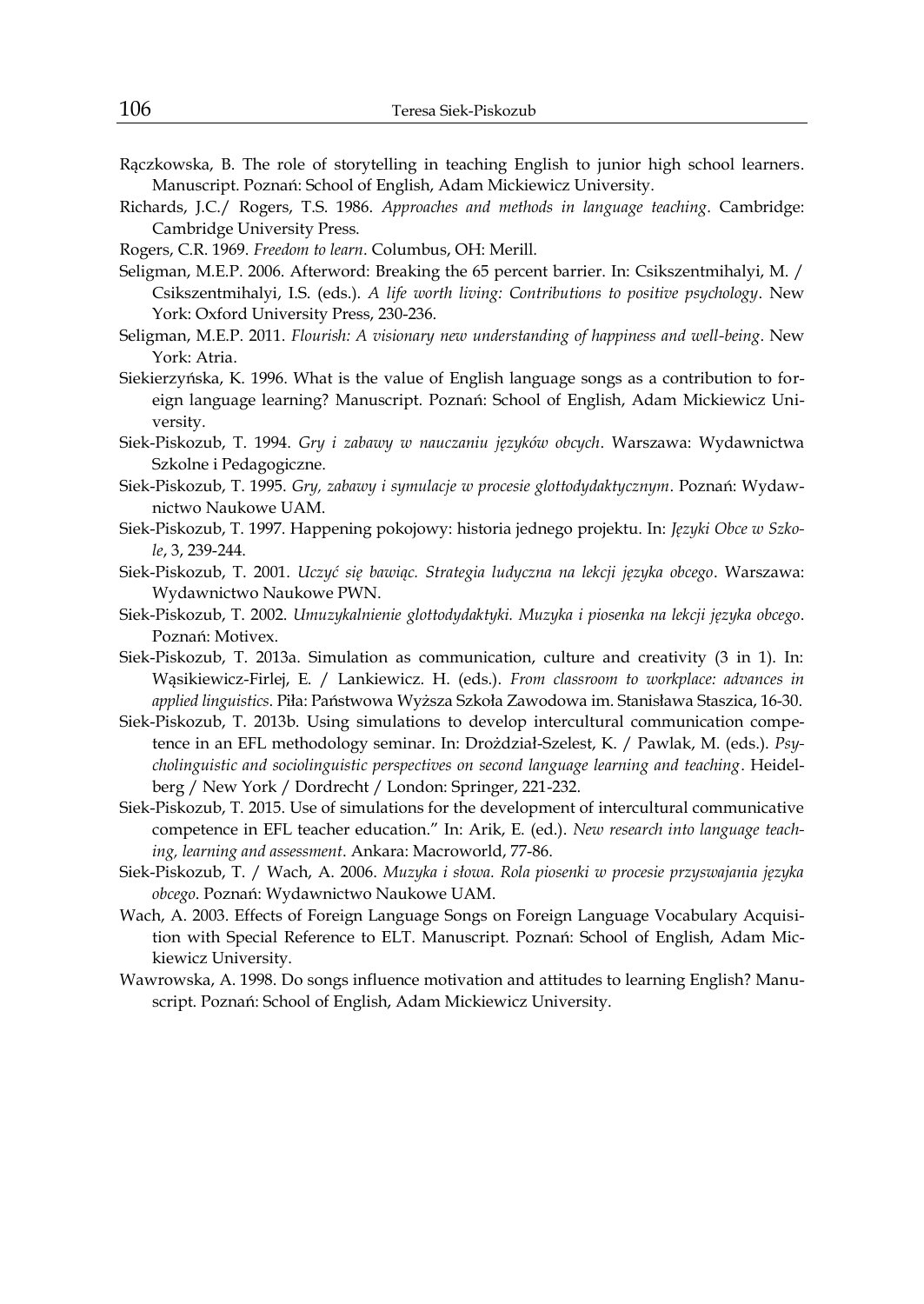Rączkowska, B. The role of storytelling in teaching English to junior high school learners. Manuscript. Poznań: School of English, Adam Mickiewicz University.

Richards, J.C./ Rogers, T.S. 1986. *Approaches and methods in language teaching*. Cambridge: Cambridge University Press.

Rogers, C.R. 1969. *Freedom to learn*. Columbus, OH: Merill.

Seligman, M.E.P. 2006. Afterword: Breaking the 65 percent barrier. In: Csikszentmihalyi, M. / Csikszentmihalyi, I.S. (eds.). *A life worth living: Contributions to positive psychology*. New York: Oxford University Press, 230-236.

Seligman, M.E.P. 2011. *Flourish: A visionary new understanding of happiness and well-being*. New York: Atria.

Siekierzyńska, K. 1996. What is the value of English language songs as a contribution to foreign language learning? Manuscript. Poznań: School of English, Adam Mickiewicz University.

Siek-Piskozub, T. 1994. *Gry i zabawy w nauczaniu języków obcych*. Warszawa: Wydawnictwa Szkolne i Pedagogiczne.

Siek-Piskozub, T. 1995. *Gry, zabawy i symulacje w procesie glottodydaktycznym*. Poznań: Wydawnictwo Naukowe UAM.

Siek-Piskozub, T. 1997. Happening pokojowy: historia jednego projektu. In: *Języki Obce w Szkole*, 3, 239-244.

Siek-Piskozub, T. 2001. *Uczyć się bawiąc. Strategia ludyczna na lekcji języka obcego*. Warszawa: Wydawnictwo Naukowe PWN.

Siek-Piskozub, T. 2002. *Umuzykalnienie glottodydaktyki. Muzyka i piosenka na lekcji języka obcego*. Poznań: Motivex.

Siek-Piskozub, T. 2013a. Simulation as communication, culture and creativity (3 in 1). In: Wąsikiewicz-Firlej, E. / Lankiewicz. H. (eds.). *From classroom to workplace: advances in applied linguistics*. Piła: Państwowa Wyższa Szkoła Zawodowa im. Stanisława Staszica, 16-30.

Siek-Piskozub, T. 2013b. Using simulations to develop intercultural communication competence in an EFL methodology seminar. In: Drożdział-Szelest, K. / Pawlak, M. (eds.). *Psycholinguistic and sociolinguistic perspectives on second language learning and teaching*. Heidelberg / New York / Dordrecht / London: Springer, 221-232.

Siek-Piskozub, T. 2015. Use of simulations for the development of intercultural communicative competence in EFL teacher education." In: Arik, E. (ed.). *New research into language teaching, learning and assessment*. Ankara: Macroworld, 77-86.

Siek-Piskozub, T. / Wach, A. 2006. *Muzyka i słowa. Rola piosenki w procesie przyswajania języka obcego*. Poznań: Wydawnictwo Naukowe UAM.

Wach, A. 2003. Effects of Foreign Language Songs on Foreign Language Vocabulary Acquisition with Special Reference to ELT. Manuscript. Poznań: School of English, Adam Mickiewicz University.

Wawrowska, A. 1998. Do songs influence motivation and attitudes to learning English? Manuscript. Poznań: School of English, Adam Mickiewicz University.